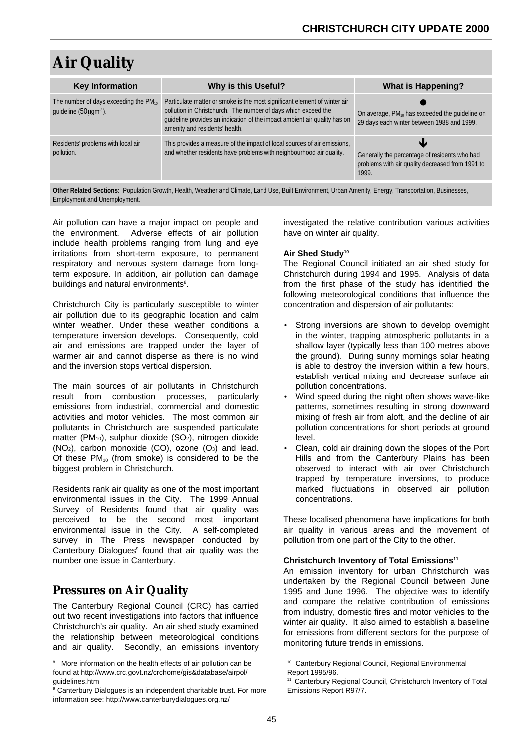# Air Quality

| Key Information | Why is this Useful? | What is Happening? |
| --- | --- | --- |
| The number of days exceeding the $PM_{10}$ guideline ($50\mu gm^{-3}$). | Particulate matter or smoke is the most significant element of winter air pollution in Christchurch. The number of days which exceed the guideline provides an indication of the impact ambient air quality has on amenity and residents' health. | ● On average, $PM_{10}$ has exceeded the guideline on 29 days each winter between 1988 and 1999. |
| Residents' problems with local air pollution. | This provides a measure of the impact of local sources of air emissions, and whether residents have problems with neighbourhood air quality. | ↓ Generally the percentage of residents who had problems with air quality decreased from 1991 to 1999. |

**Other Related Sections:** Population Growth, Health, Weather and Climate, Land Use, Built Environment, Urban Amenity, Energy, Transportation, Businesses, Employment and Unemployment.

Air pollution can have a major impact on people and the environment. Adverse effects of air pollution include health problems ranging from lung and eye irritations from short-term exposure, to permanent respiratory and nervous system damage from long-term exposure. In addition, air pollution can damage buildings and natural environments[8].

Christchurch City is particularly susceptible to winter air pollution due to its geographic location and calm winter weather. Under these weather conditions a temperature inversion develops. Consequently, cold air and emissions are trapped under the layer of warmer air and cannot disperse as there is no wind and the inversion stops vertical dispersion.

The main sources of air pollutants in Christchurch result from combustion processes, particularly emissions from industrial, commercial and domestic activities and motor vehicles. The most common air pollutants in Christchurch are suspended particulate matter ($PM_{10}$), sulphur dioxide ($SO_2$), nitrogen dioxide ($NO_2$), carbon monoxide (CO), ozone ($O_3$) and lead. Of these $PM_{10}$ (from smoke) is considered to be the biggest problem in Christchurch.

Residents rank air quality as one of the most important environmental issues in the City. The 1999 Annual Survey of Residents found that air quality was perceived to be the second most important environmental issue in the City. A self-completed survey in The Press newspaper conducted by Canterbury Dialogues[9] found that air quality was the number one issue in Canterbury.

## Pressures on Air Quality

The Canterbury Regional Council (CRC) has carried out two recent investigations into factors that influence Christchurch's air quality. An air shed study examined the relationship between meteorological conditions and air quality. Secondly, an emissions inventory investigated the relative contribution various activities have on winter air quality.

### Air Shed Study[10]

The Regional Council initiated an air shed study for Christchurch during 1994 and 1995. Analysis of data from the first phase of the study has identified the following meteorological conditions that influence the concentration and dispersion of air pollutants:

- Strong inversions are shown to develop overnight in the winter, trapping atmospheric pollutants in a shallow layer (typically less than 100 metres above the ground). During sunny mornings solar heating is able to destroy the inversion within a few hours, establish vertical mixing and decrease surface air pollution concentrations.
- Wind speed during the night often shows wave-like patterns, sometimes resulting in strong downward mixing of fresh air from aloft, and the decline of air pollution concentrations for short periods at ground level.
- Clean, cold air draining down the slopes of the Port Hills and from the Canterbury Plains has been observed to interact with air over Christchurch trapped by temperature inversions, to produce marked fluctuations in observed air pollution concentrations.

These localised phenomena have implications for both air quality in various areas and the movement of pollution from one part of the City to the other.

### Christchurch Inventory of Total Emissions[11]

An emission inventory for urban Christchurch was undertaken by the Regional Council between June 1995 and June 1996. The objective was to identify and compare the relative contribution of emissions from industry, domestic fires and motor vehicles to the winter air quality. It also aimed to establish a baseline for emissions from different sectors for the purpose of monitoring future trends in emissions.

---

[8] More information on the health effects of air pollution can be found at http://www.crc.govt.nz/crchome/gis&database/airpol/guidelines.htm

[9] Canterbury Dialogues is an independent charitable trust. For more information see: http://www.canterburydialogues.org.nz/

[10] Canterbury Regional Council, Regional Environmental Report 1995/96.

[11] Canterbury Regional Council, Christchurch Inventory of Total Emissions Report R97/7.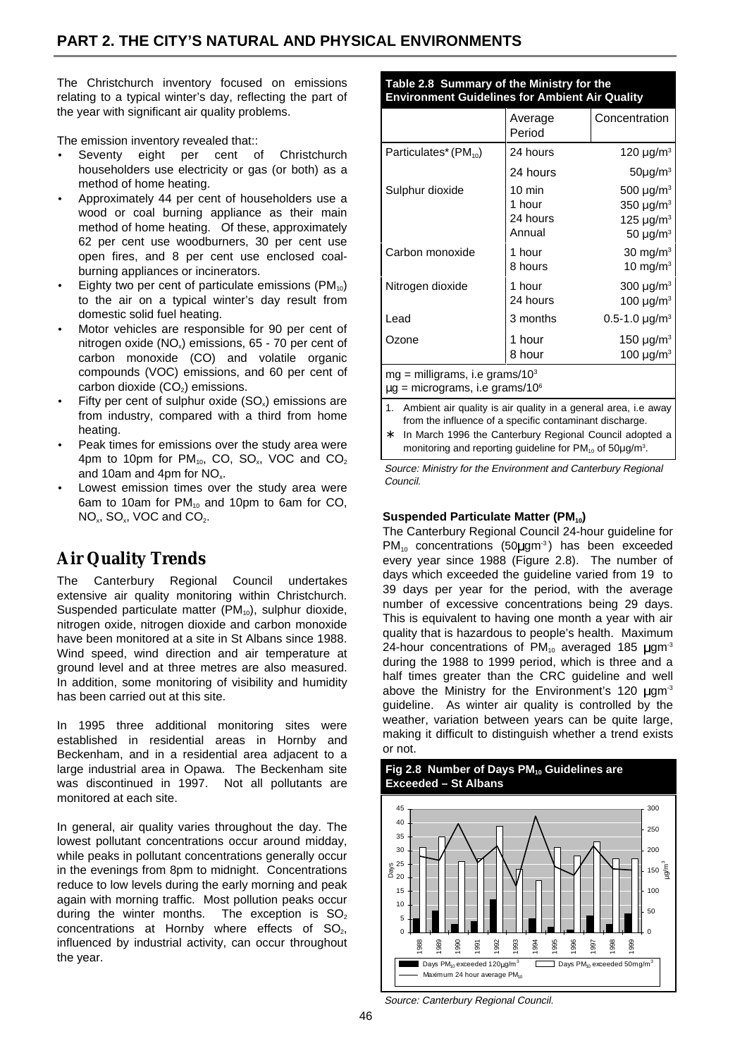## PART 2. THE CITY'S NATURAL AND PHYSICAL ENVIRONMENTS

The Christchurch inventory focused on emissions relating to a typical winter's day, reflecting the part of the year with significant air quality problems.

The emission inventory revealed that::

- Seventy eight per cent of Christchurch householders use electricity or gas (or both) as a method of home heating.
- Approximately 44 per cent of households use a wood or coal burning appliance as their main method of home heating. Of these, approximately 62 per cent use woodburners, 30 per cent use open fires, and 8 per cent use enclosed coal-burning appliances or incinerators.
- Eighty two per cent of particulate emissions ($PM_{10}$) to the air on a typical winter's day result from domestic solid fuel heating.
- Motor vehicles are responsible for 90 per cent of nitrogen oxide ($NO_x$) emissions, 65 - 70 per cent of carbon monoxide (CO) and volatile organic compounds (VOC) emissions, and 60 per cent of carbon dioxide ($CO_2$) emissions.
- Fifty per cent of sulphur oxide ($SO_x$) emissions are from industry, compared with a third from home heating.
- Peak times for emissions over the study area were 4pm to 10pm for $PM_{10}$, CO, $SO_x$, VOC and $CO_2$ and 10am and 4pm for $NO_x$.
- Lowest emission times over the study area were 6am to 10am for $PM_{10}$ and 10pm to 6am for CO, $NO_x$, $SO_x$, VOC and $CO_2$.

## Air Quality Trends

The Canterbury Regional Council undertakes extensive air quality monitoring within Christchurch. Suspended particulate matter ($PM_{10}$), sulphur dioxide, nitrogen oxide, nitrogen dioxide and carbon monoxide have been monitored at a site in St Albans since 1988. Wind speed, wind direction and air temperature at ground level and at three metres are also measured. In addition, some monitoring of visibility and humidity has been carried out at this site.

In 1995 three additional monitoring sites were established in residential areas in Hornby and Beckenham, and in a residential area adjacent to a large industrial area in Opawa. The Beckenham site was discontinued in 1997. Not all pollutants are monitored at each site.

In general, air quality varies throughout the day. The lowest pollutant concentrations occur around midday, while peaks in pollutant concentrations generally occur in the evenings from 8pm to midnight. Concentrations reduce to low levels during the early morning and peak again with morning traffic. Most pollution peaks occur during the winter months. The exception is $SO_2$ concentrations at Hornby where effects of $SO_2$, influenced by industrial activity, can occur throughout the year.

**Table 2.8 Summary of the Ministry for the Environment Guidelines for Ambient Air Quality**

| | Average Period | Concentration |
|---|---|---|
| Particulates* ($PM_{10}$) | 24 hours | 120 $\mu g/m^3$ |
| | 24 hours | 50$\mu g/m^3$ |
| Sulphur dioxide | 10 min | 500 $\mu g/m^3$ |
| | 1 hour | 350 $\mu g/m^3$ |
| | 24 hours | 125 $\mu g/m^3$ |
| | Annual | 50 $\mu g/m^3$ |
| Carbon monoxide | 1 hour | 30 $mg/m^3$ |
| | 8 hours | 10 $mg/m^3$ |
| Nitrogen dioxide | 1 hour | 300 $\mu g/m^3$ |
| | 24 hours | 100 $\mu g/m^3$ |
| Lead | 3 months | 0.5-1.0 $\mu g/m^3$ |
| Ozone | 1 hour | 150 $\mu g/m^3$ |
| | 8 hour | 100 $\mu g/m^3$ |

mg = milligrams, i.e grams/$10^3$
µg = micrograms, i.e grams/$10^6$

1. Ambient air quality is air quality in a general area, i.e away from the influence of a specific contaminant discharge.

\* In March 1996 the Canterbury Regional Council adopted a monitoring and reporting guideline for $PM_{10}$ of 50µg/$m^3$.

*Source: Ministry for the Environment and Canterbury Regional Council.*

**Suspended Particulate Matter ($PM_{10}$)**

The Canterbury Regional Council 24-hour guideline for $PM_{10}$ concentrations (50µg$m^{-3}$) has been exceeded every year since 1988 (Figure 2.8). The number of days which exceeded the guideline varied from 19 to 39 days per year for the period, with the average number of excessive concentrations being 29 days. This is equivalent to having one month a year with air quality that is hazardous to people's health. Maximum 24-hour concentrations of $PM_{10}$ averaged 185 µg$m^{-3}$ during the 1988 to 1999 period, which is three and a half times greater than the CRC guideline and well above the Ministry for the Environment's 120 µg$m^{-3}$ guideline. As winter air quality is controlled by the weather, variation between years can be quite large, making it difficult to distinguish whether a trend exists or not.

**Fig 2.8 Number of Days $PM_{10}$ Guidelines are Exceeded – St Albans**

*Source: Canterbury Regional Council.*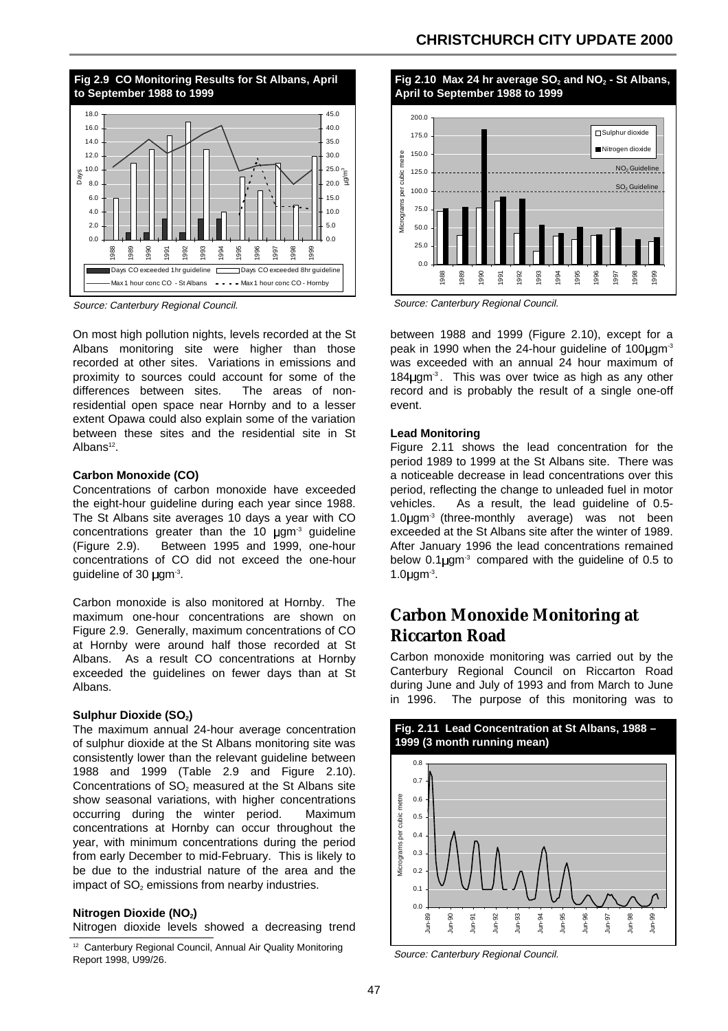**Fig 2.9 CO Monitoring Results for St Albans, April to September 1988 to 1999**

*Source: Canterbury Regional Council.*

On most high pollution nights, levels recorded at the St Albans monitoring site were higher than those recorded at other sites. Variations in emissions and proximity to sources could account for some of the differences between sites. The areas of non-residential open space near Hornby and to a lesser extent Opawa could also explain some of the variation between these sites and the residential site in St Albans[12].

#### Carbon Monoxide (CO)

Concentrations of carbon monoxide have exceeded the eight-hour guideline during each year since 1988. The St Albans site averages 10 days a year with CO concentrations greater than the 10 μgm$^{-3}$ guideline (Figure 2.9). Between 1995 and 1999, one-hour concentrations of CO did not exceed the one-hour guideline of 30 μgm$^{-3}$.

Carbon monoxide is also monitored at Hornby. The maximum one-hour concentrations are shown on Figure 2.9. Generally, maximum concentrations of CO at Hornby were around half those recorded at St Albans. As a result CO concentrations at Hornby exceeded the guidelines on fewer days than at St Albans.

#### Sulphur Dioxide ($SO_2$)

The maximum annual 24-hour average concentration of sulphur dioxide at the St Albans monitoring site was consistently lower than the relevant guideline between 1988 and 1999 (Table 2.9 and Figure 2.10). Concentrations of $SO_2$ measured at the St Albans site show seasonal variations, with higher concentrations occurring during the winter period. Maximum concentrations at Hornby can occur throughout the year, with minimum concentrations during the period from early December to mid-February. This is likely to be due to the industrial nature of the area and the impact of $SO_2$ emissions from nearby industries.

#### Nitrogen Dioxide ($NO_2$)

Nitrogen dioxide levels showed a decreasing trend

**Fig 2.10 Max 24 hr average $SO_2$ and $NO_2$ - St Albans, April to September 1988 to 1999**

*Source: Canterbury Regional Council.*

between 1988 and 1999 (Figure 2.10), except for a peak in 1990 when the 24-hour guideline of 100μgm$^{-3}$ was exceeded with an annual 24 hour maximum of 184μgm$^{-3}$. This was over twice as high as any other record and is probably the result of a single one-off event.

#### Lead Monitoring

Figure 2.11 shows the lead concentration for the period 1989 to 1999 at the St Albans site. There was a noticeable decrease in lead concentrations over this period, reflecting the change to unleaded fuel in motor vehicles. As a result, the lead guideline of 0.5-1.0μgm$^{-3}$ (three-monthly average) was not been exceeded at the St Albans site after the winter of 1989. After January 1996 the lead concentrations remained below 0.1μgm$^{-3}$ compared with the guideline of 0.5 to 1.0μgm$^{-3}$.

## Carbon Monoxide Monitoring at Riccarton Road

Carbon monoxide monitoring was carried out by the Canterbury Regional Council on Riccarton Road during June and July of 1993 and from March to June in 1996. The purpose of this monitoring was to

**Fig. 2.11 Lead Concentration at St Albans, 1988 – 1999 (3 month running mean)**

*Source: Canterbury Regional Council.*

[12] Canterbury Regional Council, Annual Air Quality Monitoring Report 1998, U99/26.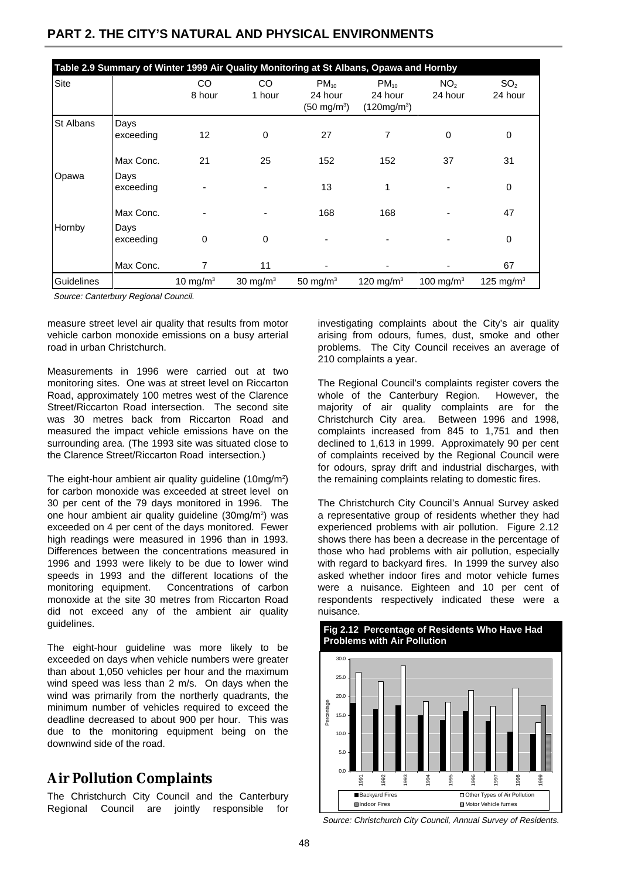## PART 2. THE CITY'S NATURAL AND PHYSICAL ENVIRONMENTS

**Table 2.9 Summary of Winter 1999 Air Quality Monitoring at St Albans, Opawa and Hornby**

| Site | | CO 8 hour | CO 1 hour | $PM_{10}$ 24 hour ($50\ mg/m^3$) | $PM_{10}$ 24 hour ($120 mg/m^3$) | $NO_2$ 24 hour | $SO_2$ 24 hour |
|---|---|---|---|---|---|---|---|
| St Albans | Days exceeding | 12 | 0 | 27 | 7 | 0 | 0 |
| | Max Conc. | 21 | 25 | 152 | 152 | 37 | 31 |
| Opawa | Days exceeding | - | - | 13 | 1 | - | 0 |
| | Max Conc. | - | - | 168 | 168 | - | 47 |
| Hornby | Days exceeding | 0 | 0 | - | - | - | 0 |
| | Max Conc. | 7 | 11 | - | - | - | 67 |
| Guidelines | | 10 $mg/m^3$ | 30 $mg/m^3$ | 50 $mg/m^3$ | 120 $mg/m^3$ | 100 $mg/m^3$ | 125 $mg/m^3$ |

*Source: Canterbury Regional Council.*

measure street level air quality that results from motor vehicle carbon monoxide emissions on a busy arterial road in urban Christchurch.

Measurements in 1996 were carried out at two monitoring sites. One was at street level on Riccarton Road, approximately 100 metres west of the Clarence Street/Riccarton Road intersection. The second site was 30 metres back from Riccarton Road and measured the impact vehicle emissions have on the surrounding area. (The 1993 site was situated close to the Clarence Street/Riccarton Road intersection.)

The eight-hour ambient air quality guideline ($10mg/m^2$) for carbon monoxide was exceeded at street level on 30 per cent of the 79 days monitored in 1996. The one hour ambient air quality guideline ($30mg/m^2$) was exceeded on 4 per cent of the days monitored. Fewer high readings were measured in 1996 than in 1993. Differences between the concentrations measured in 1996 and 1993 were likely to be due to lower wind speeds in 1993 and the different locations of the monitoring equipment. Concentrations of carbon monoxide at the site 30 metres from Riccarton Road did not exceed any of the ambient air quality guidelines.

The eight-hour guideline was more likely to be exceeded on days when vehicle numbers were greater than about 1,050 vehicles per hour and the maximum wind speed was less than 2 m/s. On days when the wind was primarily from the northerly quadrants, the minimum number of vehicles required to exceed the deadline decreased to about 900 per hour. This was due to the monitoring equipment being on the downwind side of the road.

## Air Pollution Complaints

The Christchurch City Council and the Canterbury Regional Council are jointly responsible for investigating complaints about the City's air quality arising from odours, fumes, dust, smoke and other problems. The City Council receives an average of 210 complaints a year.

The Regional Council's complaints register covers the whole of the Canterbury Region. However, the majority of air quality complaints are for the Christchurch City area. Between 1996 and 1998, complaints increased from 845 to 1,751 and then declined to 1,613 in 1999. Approximately 90 per cent of complaints received by the Regional Council were for odours, spray drift and industrial discharges, with the remaining complaints relating to domestic fires.

The Christchurch City Council's Annual Survey asked a representative group of residents whether they had experienced problems with air pollution. Figure 2.12 shows there has been a decrease in the percentage of those who had problems with air pollution, especially with regard to backyard fires. In 1999 the survey also asked whether indoor fires and motor vehicle fumes were a nuisance. Eighteen and 10 per cent of respondents respectively indicated these were a nuisance.

**Fig 2.12 Percentage of Residents Who Have Had Problems with Air Pollution**

Percentage
30.0
25.0
20.0
15.0
10.0
5.0
0.0
1991
1992
1993
1994
1995
1996
1997
1998
1999
Backyard Fires
Other Types of Air Pollution
Indoor Fires
Motor Vehicle fumes

*Source: Christchurch City Council, Annual Survey of Residents.*